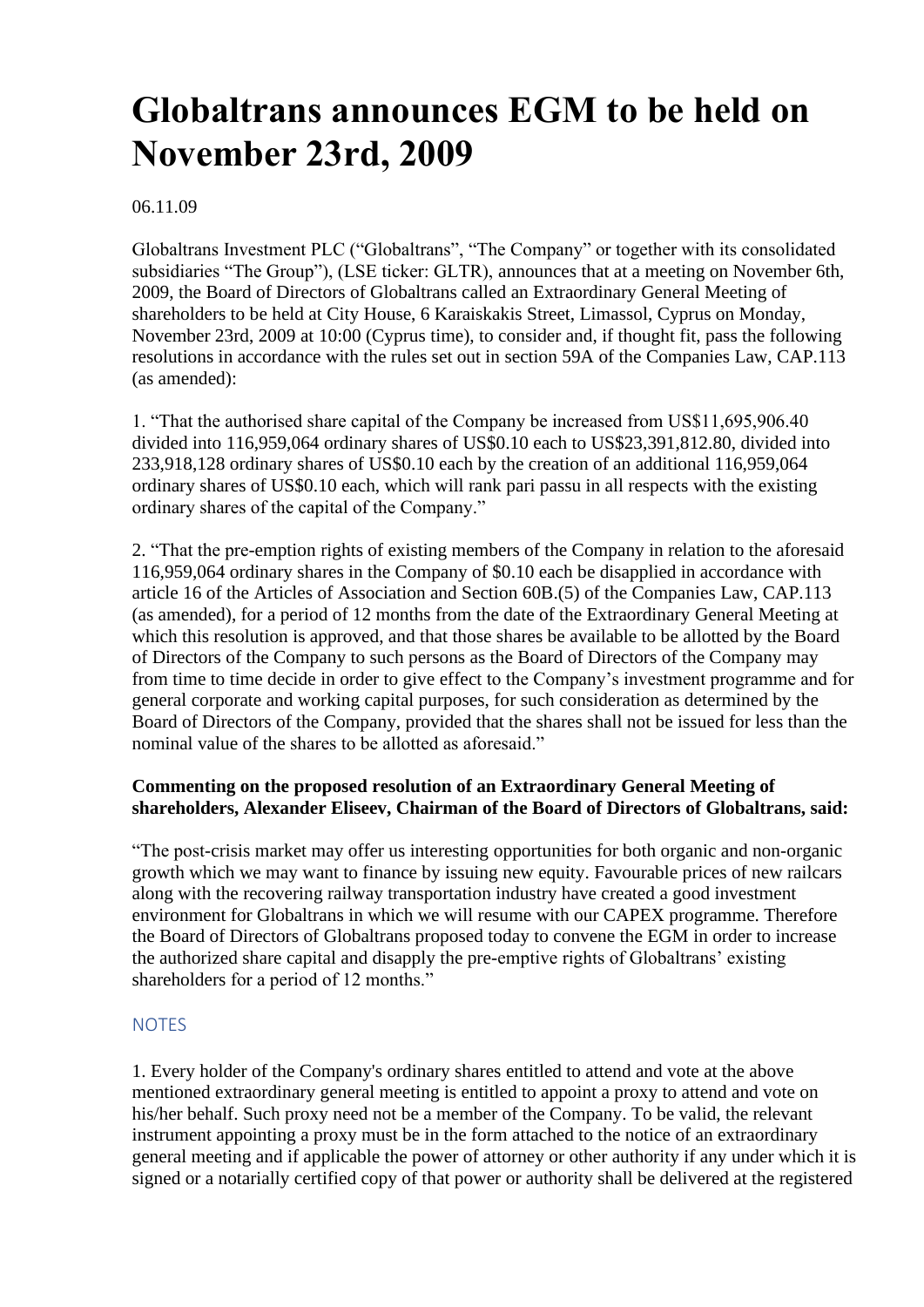# Globaltrans announces EGM to be held on November 23rd, 2009

06.11.09

Globaltrans Investment PLC ("Globaltrans", "The Company" or together with its consolidated subsidiaries "The Group"), (LSE ticker: GLTR), announces that at a meeting on November 6th, 2009, the Board of Directors of Globaltrans called an Extraordinary General Meeting of shareholders to be held at City House, 6 Karaiskakis Street, Limassol, Cyprus on Monday, November 23rd, 2009 at 10:00 (Cyprus time), to consider and, if thought fit, pass the following resolutions in accordance with the rules set out in section 59A of the Companies Law, CAP.113 (as amended):

1. "That the authorised share capital of the Company be increased from US$11,695,906.40 divided into 116,959,064 ordinary shares of US$0.10 each to US$23,391,812.80, divided into 233,918,128 ordinary shares of US$0.10 each by the creation of an additional 116,959,064 ordinary shares of US$0.10 each, which will rank pari passu in all respects with the existing ordinary shares of the capital of the Company."

2. "That the pre-emption rights of existing members of the Company in relation to the aforesaid 116,959,064 ordinary shares in the Company of $0.10 each be disapplied in accordance with article 16 of the Articles of Association and Section 60B.(5) of the Companies Law, CAP.113 (as amended), for a period of 12 months from the date of the Extraordinary General Meeting at which this resolution is approved, and that those shares be available to be allotted by the Board of Directors of the Company to such persons as the Board of Directors of the Company may from time to time decide in order to give effect to the Company's investment programme and for general corporate and working capital purposes, for such consideration as determined by the Board of Directors of the Company, provided that the shares shall not be issued for less than the nominal value of the shares to be allotted as aforesaid."

**Commenting on the proposed resolution of an Extraordinary General Meeting of shareholders, Alexander Eliseev, Chairman of the Board of Directors of Globaltrans, said:**

"The post-crisis market may offer us interesting opportunities for both organic and non-organic growth which we may want to finance by issuing new equity. Favourable prices of new railcars along with the recovering railway transportation industry have created a good investment environment for Globaltrans in which we will resume with our CAPEX programme. Therefore the Board of Directors of Globaltrans proposed today to convene the EGM in order to increase the authorized share capital and disapply the pre-emptive rights of Globaltrans' existing shareholders for a period of 12 months."

## NOTES

1. Every holder of the Company's ordinary shares entitled to attend and vote at the above mentioned extraordinary general meeting is entitled to appoint a proxy to attend and vote on his/her behalf. Such proxy need not be a member of the Company. To be valid, the relevant instrument appointing a proxy must be in the form attached to the notice of an extraordinary general meeting and if applicable the power of attorney or other authority if any under which it is signed or a notarially certified copy of that power or authority shall be delivered at the registered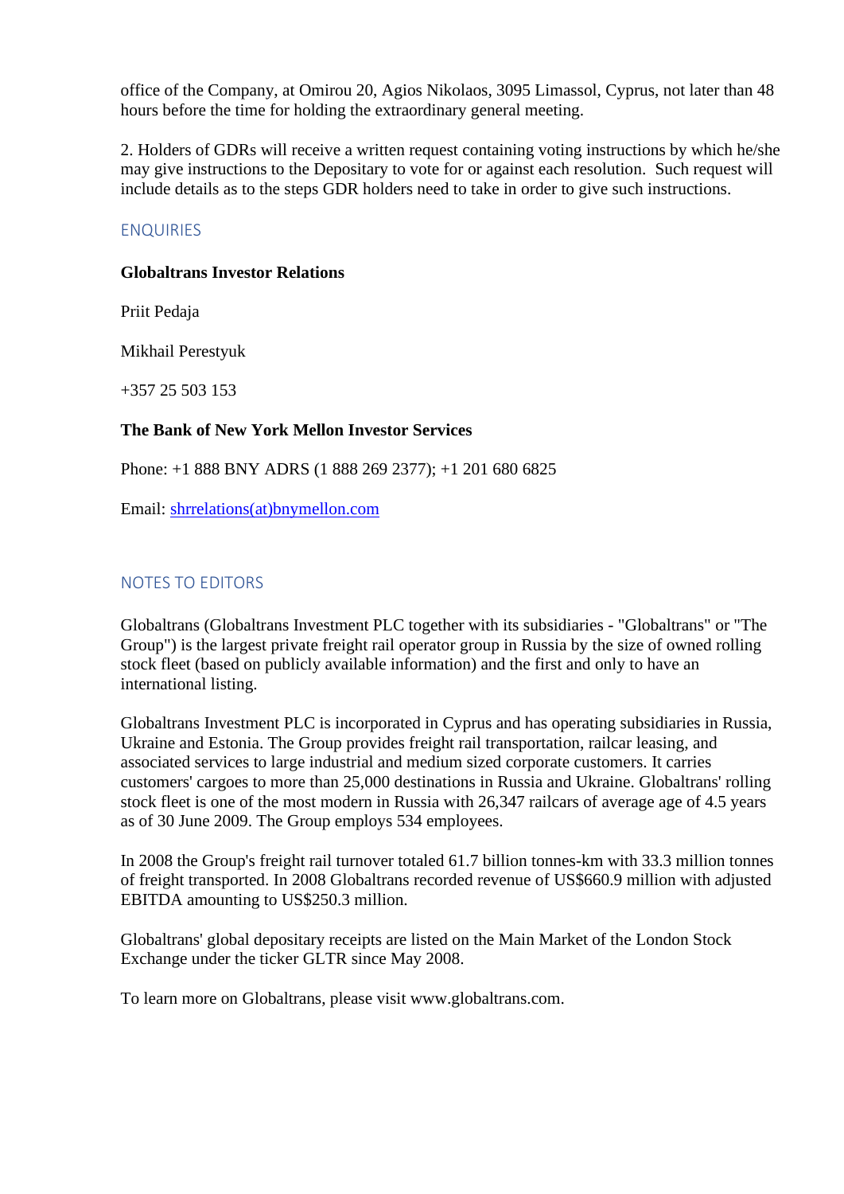office of the Company, at Omirou 20, Agios Nikolaos, 3095 Limassol, Cyprus, not later than 48 hours before the time for holding the extraordinary general meeting.

2. Holders of GDRs will receive a written request containing voting instructions by which he/she may give instructions to the Depositary to vote for or against each resolution.  Such request will include details as to the steps GDR holders need to take in order to give such instructions.

## ENQUIRIES

**Globaltrans Investor Relations**

Priit Pedaja

Mikhail Perestyuk

+357 25 503 153

**The Bank of New York Mellon Investor Services**

Phone: +1 888 BNY ADRS (1 888 269 2377); +1 201 680 6825

Email: shrrelations(at)bnymellon.com

## NOTES TO EDITORS

Globaltrans (Globaltrans Investment PLC together with its subsidiaries - "Globaltrans" or "The Group") is the largest private freight rail operator group in Russia by the size of owned rolling stock fleet (based on publicly available information) and the first and only to have an international listing.

Globaltrans Investment PLC is incorporated in Cyprus and has operating subsidiaries in Russia, Ukraine and Estonia. The Group provides freight rail transportation, railcar leasing, and associated services to large industrial and medium sized corporate customers. It carries customers' cargoes to more than 25,000 destinations in Russia and Ukraine. Globaltrans' rolling stock fleet is one of the most modern in Russia with 26,347 railcars of average age of 4.5 years as of 30 June 2009. The Group employs 534 employees.

In 2008 the Group's freight rail turnover totaled 61.7 billion tonnes-km with 33.3 million tonnes of freight transported. In 2008 Globaltrans recorded revenue of US$660.9 million with adjusted EBITDA amounting to US$250.3 million.

Globaltrans' global depositary receipts are listed on the Main Market of the London Stock Exchange under the ticker GLTR since May 2008.

To learn more on Globaltrans, please visit www.globaltrans.com.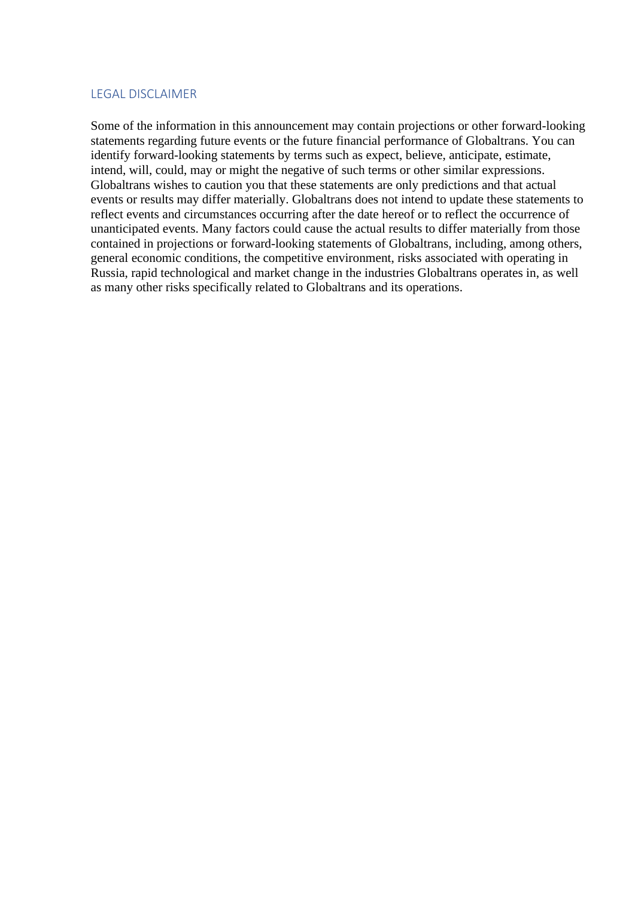## LEGAL DISCLAIMER

Some of the information in this announcement may contain projections or other forward-looking statements regarding future events or the future financial performance of Globaltrans. You can identify forward-looking statements by terms such as expect, believe, anticipate, estimate, intend, will, could, may or might the negative of such terms or other similar expressions. Globaltrans wishes to caution you that these statements are only predictions and that actual events or results may differ materially. Globaltrans does not intend to update these statements to reflect events and circumstances occurring after the date hereof or to reflect the occurrence of unanticipated events. Many factors could cause the actual results to differ materially from those contained in projections or forward-looking statements of Globaltrans, including, among others, general economic conditions, the competitive environment, risks associated with operating in Russia, rapid technological and market change in the industries Globaltrans operates in, as well as many other risks specifically related to Globaltrans and its operations.